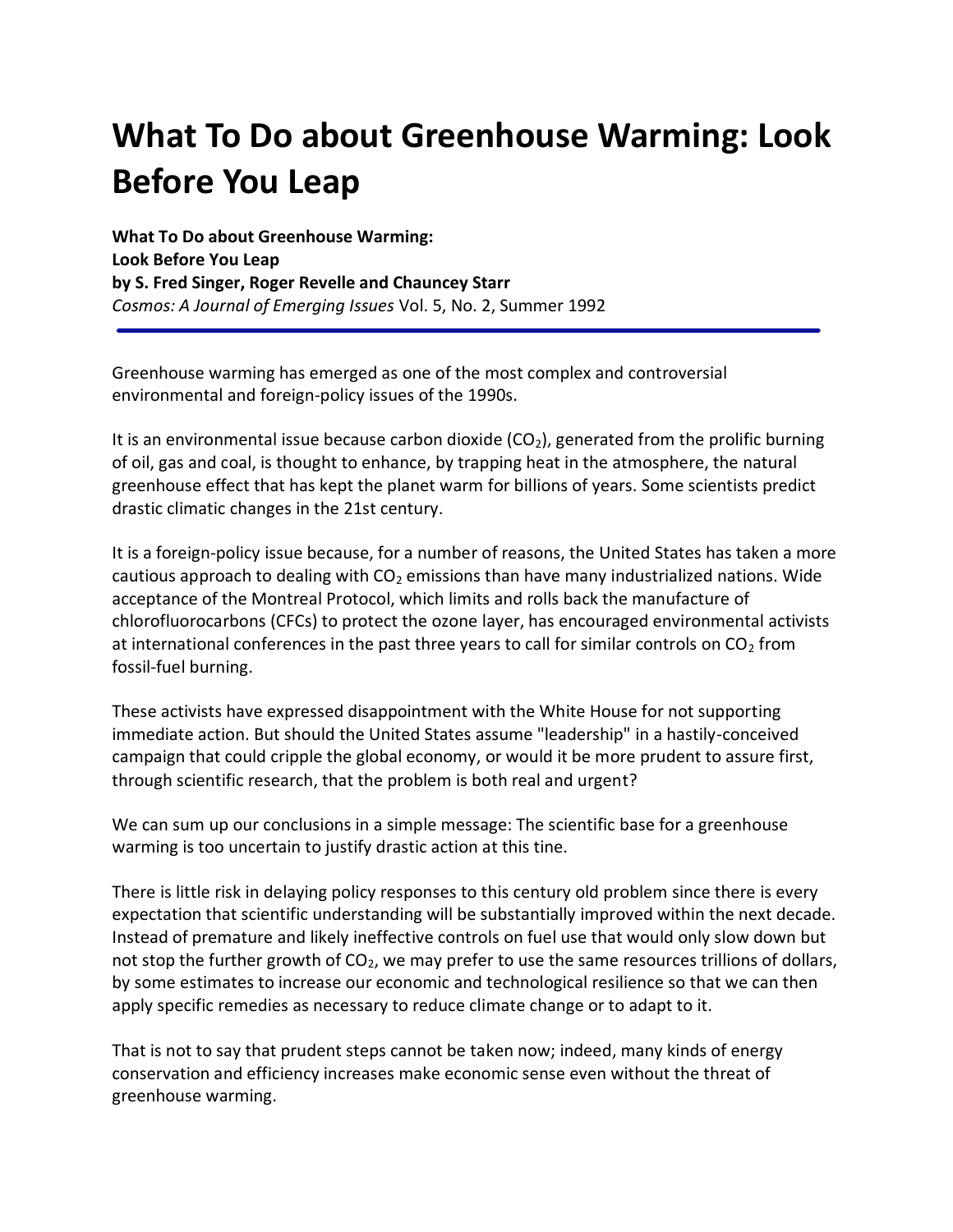# What To Do about Greenhouse Warming: Look Before You Leap

**What To Do about Greenhouse Warming:**
**Look Before You Leap**
**by S. Fred Singer, Roger Revelle and Chauncey Starr**
*Cosmos: A Journal of Emerging Issues* Vol. 5, No. 2, Summer 1992

---

Greenhouse warming has emerged as one of the most complex and controversial environmental and foreign-policy issues of the 1990s.

It is an environmental issue because carbon dioxide ($CO_2$), generated from the prolific burning of oil, gas and coal, is thought to enhance, by trapping heat in the atmosphere, the natural greenhouse effect that has kept the planet warm for billions of years. Some scientists predict drastic climatic changes in the 21st century.

It is a foreign-policy issue because, for a number of reasons, the United States has taken a more cautious approach to dealing with $CO_2$ emissions than have many industrialized nations. Wide acceptance of the Montreal Protocol, which limits and rolls back the manufacture of chlorofluorocarbons (CFCs) to protect the ozone layer, has encouraged environmental activists at international conferences in the past three years to call for similar controls on $CO_2$ from fossil-fuel burning.

These activists have expressed disappointment with the White House for not supporting immediate action. But should the United States assume "leadership" in a hastily-conceived campaign that could cripple the global economy, or would it be more prudent to assure first, through scientific research, that the problem is both real and urgent?

We can sum up our conclusions in a simple message: The scientific base for a greenhouse warming is too uncertain to justify drastic action at this tine.

There is little risk in delaying policy responses to this century old problem since there is every expectation that scientific understanding will be substantially improved within the next decade. Instead of premature and likely ineffective controls on fuel use that would only slow down but not stop the further growth of $CO_2$, we may prefer to use the same resources trillions of dollars, by some estimates to increase our economic and technological resilience so that we can then apply specific remedies as necessary to reduce climate change or to adapt to it.

That is not to say that prudent steps cannot be taken now; indeed, many kinds of energy conservation and efficiency increases make economic sense even without the threat of greenhouse warming.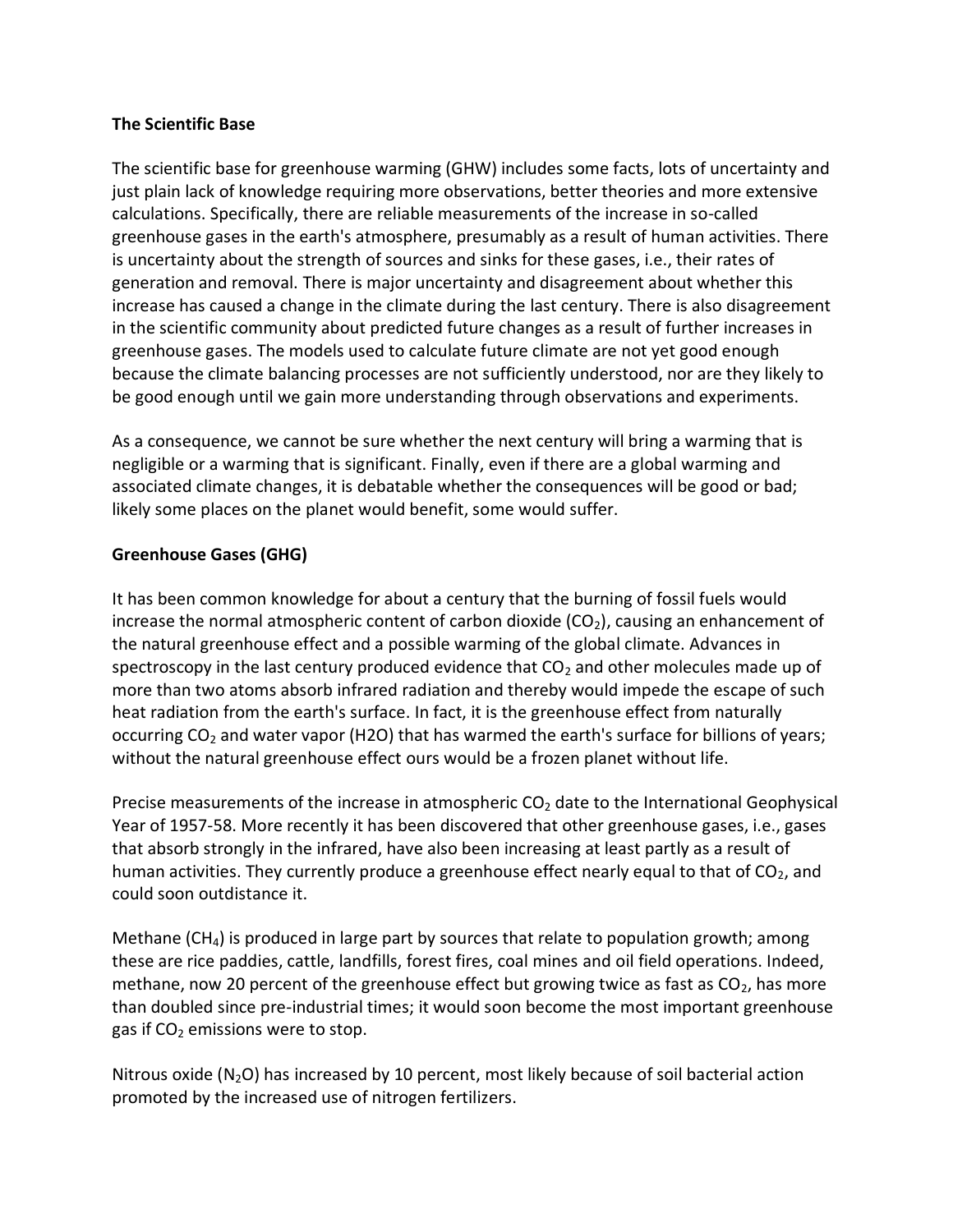**The Scientific Base**

The scientific base for greenhouse warming (GHW) includes some facts, lots of uncertainty and just plain lack of knowledge requiring more observations, better theories and more extensive calculations. Specifically, there are reliable measurements of the increase in so-called greenhouse gases in the earth's atmosphere, presumably as a result of human activities. There is uncertainty about the strength of sources and sinks for these gases, i.e., their rates of generation and removal. There is major uncertainty and disagreement about whether this increase has caused a change in the climate during the last century. There is also disagreement in the scientific community about predicted future changes as a result of further increases in greenhouse gases. The models used to calculate future climate are not yet good enough because the climate balancing processes are not sufficiently understood, nor are they likely to be good enough until we gain more understanding through observations and experiments.

As a consequence, we cannot be sure whether the next century will bring a warming that is negligible or a warming that is significant. Finally, even if there are a global warming and associated climate changes, it is debatable whether the consequences will be good or bad; likely some places on the planet would benefit, some would suffer.

**Greenhouse Gases (GHG)**

It has been common knowledge for about a century that the burning of fossil fuels would increase the normal atmospheric content of carbon dioxide ($CO_2$), causing an enhancement of the natural greenhouse effect and a possible warming of the global climate. Advances in spectroscopy in the last century produced evidence that $CO_2$ and other molecules made up of more than two atoms absorb infrared radiation and thereby would impede the escape of such heat radiation from the earth's surface. In fact, it is the greenhouse effect from naturally occurring $CO_2$ and water vapor (H2O) that has warmed the earth's surface for billions of years; without the natural greenhouse effect ours would be a frozen planet without life.

Precise measurements of the increase in atmospheric $CO_2$ date to the International Geophysical Year of 1957-58. More recently it has been discovered that other greenhouse gases, i.e., gases that absorb strongly in the infrared, have also been increasing at least partly as a result of human activities. They currently produce a greenhouse effect nearly equal to that of $CO_2$, and could soon outdistance it.

Methane ($CH_4$) is produced in large part by sources that relate to population growth; among these are rice paddies, cattle, landfills, forest fires, coal mines and oil field operations. Indeed, methane, now 20 percent of the greenhouse effect but growing twice as fast as $CO_2$, has more than doubled since pre-industrial times; it would soon become the most important greenhouse gas if $CO_2$ emissions were to stop.

Nitrous oxide ($N_2O$) has increased by 10 percent, most likely because of soil bacterial action promoted by the increased use of nitrogen fertilizers.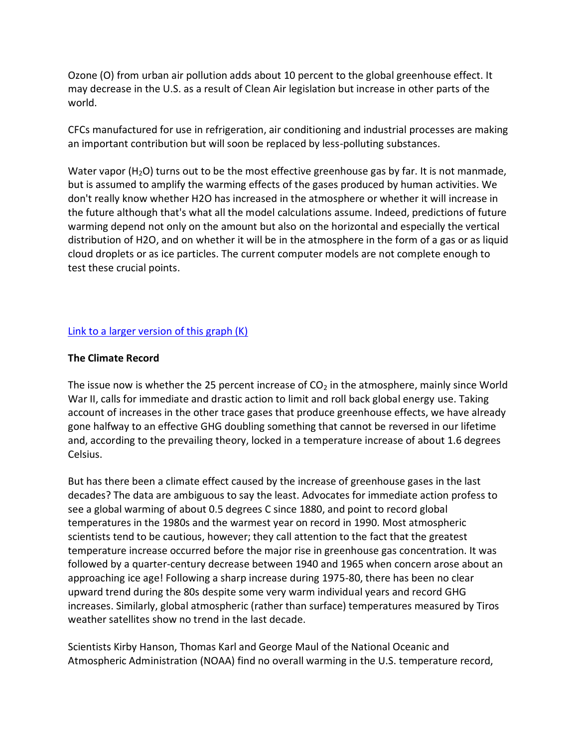Ozone (O) from urban air pollution adds about 10 percent to the global greenhouse effect. It may decrease in the U.S. as a result of Clean Air legislation but increase in other parts of the world.

CFCs manufactured for use in refrigeration, air conditioning and industrial processes are making an important contribution but will soon be replaced by less-polluting substances.

Water vapor ($H_2O$) turns out to be the most effective greenhouse gas by far. It is not manmade, but is assumed to amplify the warming effects of the gases produced by human activities. We don't really know whether H2O has increased in the atmosphere or whether it will increase in the future although that's what all the model calculations assume. Indeed, predictions of future warming depend not only on the amount but also on the horizontal and especially the vertical distribution of H2O, and on whether it will be in the atmosphere in the form of a gas or as liquid cloud droplets or as ice particles. The current computer models are not complete enough to test these crucial points.

[Link to a larger version of this graph (K)]

**The Climate Record**

The issue now is whether the 25 percent increase of $CO_2$ in the atmosphere, mainly since World War II, calls for immediate and drastic action to limit and roll back global energy use. Taking account of increases in the other trace gases that produce greenhouse effects, we have already gone halfway to an effective GHG doubling something that cannot be reversed in our lifetime and, according to the prevailing theory, locked in a temperature increase of about 1.6 degrees Celsius.

But has there been a climate effect caused by the increase of greenhouse gases in the last decades? The data are ambiguous to say the least. Advocates for immediate action profess to see a global warming of about 0.5 degrees C since 1880, and point to record global temperatures in the 1980s and the warmest year on record in 1990. Most atmospheric scientists tend to be cautious, however; they call attention to the fact that the greatest temperature increase occurred before the major rise in greenhouse gas concentration. It was followed by a quarter-century decrease between 1940 and 1965 when concern arose about an approaching ice age! Following a sharp increase during 1975-80, there has been no clear upward trend during the 80s despite some very warm individual years and record GHG increases. Similarly, global atmospheric (rather than surface) temperatures measured by Tiros weather satellites show no trend in the last decade.

Scientists Kirby Hanson, Thomas Karl and George Maul of the National Oceanic and Atmospheric Administration (NOAA) find no overall warming in the U.S. temperature record,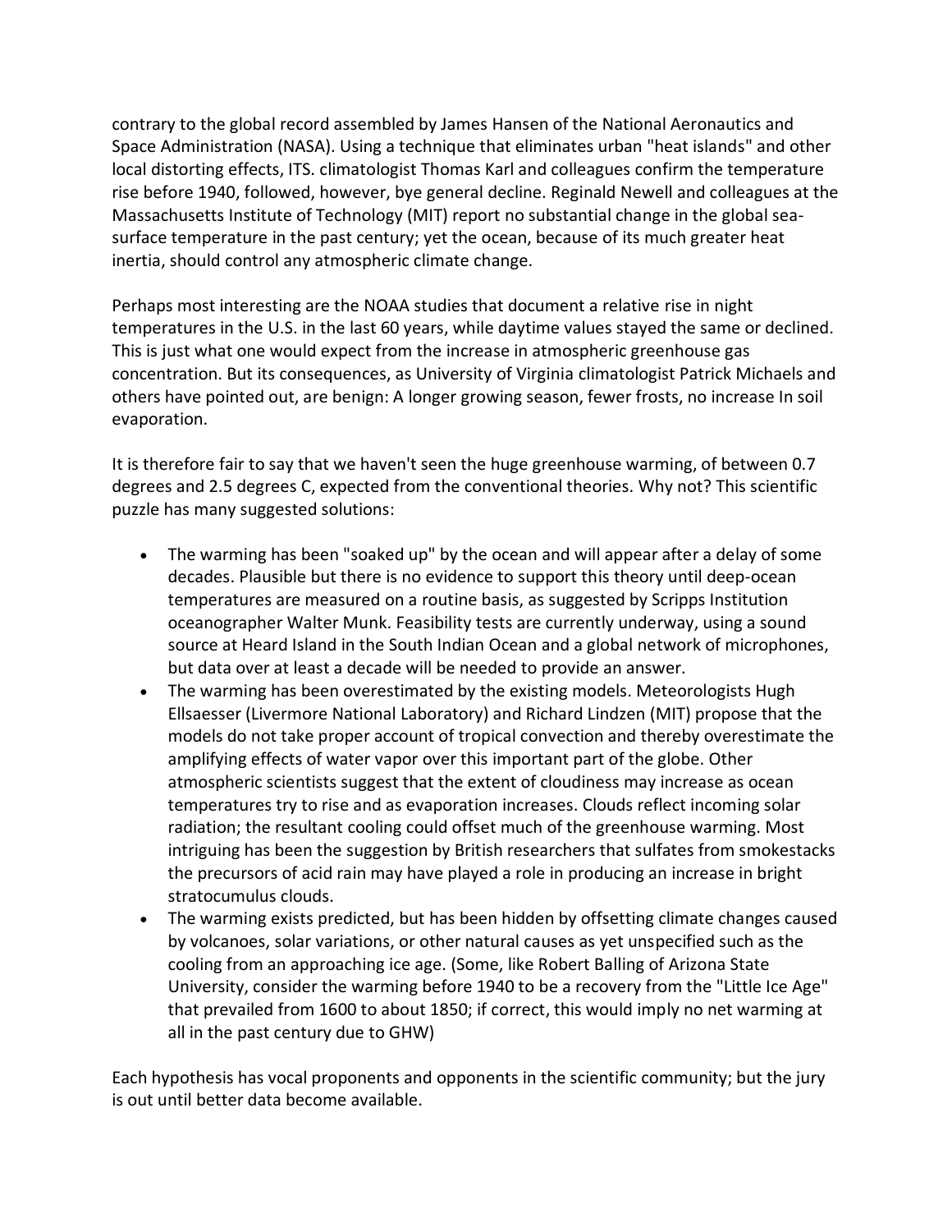contrary to the global record assembled by James Hansen of the National Aeronautics and Space Administration (NASA). Using a technique that eliminates urban "heat islands" and other local distorting effects, ITS. climatologist Thomas Karl and colleagues confirm the temperature rise before 1940, followed, however, bye general decline. Reginald Newell and colleagues at the Massachusetts Institute of Technology (MIT) report no substantial change in the global sea-surface temperature in the past century; yet the ocean, because of its much greater heat inertia, should control any atmospheric climate change.

Perhaps most interesting are the NOAA studies that document a relative rise in night temperatures in the U.S. in the last 60 years, while daytime values stayed the same or declined. This is just what one would expect from the increase in atmospheric greenhouse gas concentration. But its consequences, as University of Virginia climatologist Patrick Michaels and others have pointed out, are benign: A longer growing season, fewer frosts, no increase In soil evaporation.

It is therefore fair to say that we haven't seen the huge greenhouse warming, of between 0.7 degrees and 2.5 degrees C, expected from the conventional theories. Why not? This scientific puzzle has many suggested solutions:

- The warming has been "soaked up" by the ocean and will appear after a delay of some decades. Plausible but there is no evidence to support this theory until deep-ocean temperatures are measured on a routine basis, as suggested by Scripps Institution oceanographer Walter Munk. Feasibility tests are currently underway, using a sound source at Heard Island in the South Indian Ocean and a global network of microphones, but data over at least a decade will be needed to provide an answer.
- The warming has been overestimated by the existing models. Meteorologists Hugh Ellsaesser (Livermore National Laboratory) and Richard Lindzen (MIT) propose that the models do not take proper account of tropical convection and thereby overestimate the amplifying effects of water vapor over this important part of the globe. Other atmospheric scientists suggest that the extent of cloudiness may increase as ocean temperatures try to rise and as evaporation increases. Clouds reflect incoming solar radiation; the resultant cooling could offset much of the greenhouse warming. Most intriguing has been the suggestion by British researchers that sulfates from smokestacks the precursors of acid rain may have played a role in producing an increase in bright stratocumulus clouds.
- The warming exists predicted, but has been hidden by offsetting climate changes caused by volcanoes, solar variations, or other natural causes as yet unspecified such as the cooling from an approaching ice age. (Some, like Robert Balling of Arizona State University, consider the warming before 1940 to be a recovery from the "Little Ice Age" that prevailed from 1600 to about 1850; if correct, this would imply no net warming at all in the past century due to GHW)

Each hypothesis has vocal proponents and opponents in the scientific community; but the jury is out until better data become available.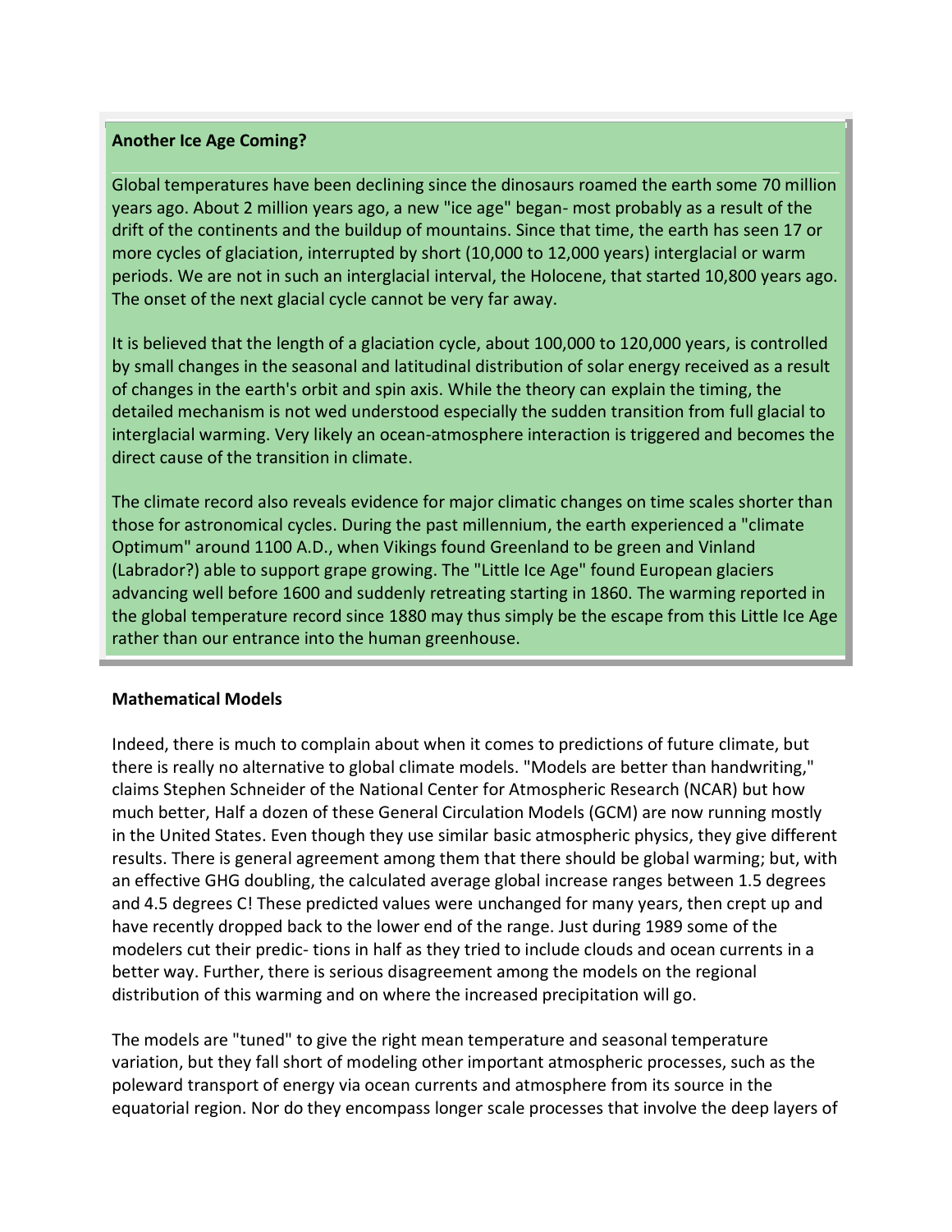**Another Ice Age Coming?**

Global temperatures have been declining since the dinosaurs roamed the earth some 70 million years ago. About 2 million years ago, a new "ice age" began- most probably as a result of the drift of the continents and the buildup of mountains. Since that time, the earth has seen 17 or more cycles of glaciation, interrupted by short (10,000 to 12,000 years) interglacial or warm periods. We are not in such an interglacial interval, the Holocene, that started 10,800 years ago. The onset of the next glacial cycle cannot be very far away.

It is believed that the length of a glaciation cycle, about 100,000 to 120,000 years, is controlled by small changes in the seasonal and latitudinal distribution of solar energy received as a result of changes in the earth's orbit and spin axis. While the theory can explain the timing, the detailed mechanism is not wed understood especially the sudden transition from full glacial to interglacial warming. Very likely an ocean-atmosphere interaction is triggered and becomes the direct cause of the transition in climate.

The climate record also reveals evidence for major climatic changes on time scales shorter than those for astronomical cycles. During the past millennium, the earth experienced a "climate Optimum" around 1100 A.D., when Vikings found Greenland to be green and Vinland (Labrador?) able to support grape growing. The "Little Ice Age" found European glaciers advancing well before 1600 and suddenly retreating starting in 1860. The warming reported in the global temperature record since 1880 may thus simply be the escape from this Little Ice Age rather than our entrance into the human greenhouse.

**Mathematical Models**

Indeed, there is much to complain about when it comes to predictions of future climate, but there is really no alternative to global climate models. "Models are better than handwriting," claims Stephen Schneider of the National Center for Atmospheric Research (NCAR) but how much better, Half a dozen of these General Circulation Models (GCM) are now running mostly in the United States. Even though they use similar basic atmospheric physics, they give different results. There is general agreement among them that there should be global warming; but, with an effective GHG doubling, the calculated average global increase ranges between 1.5 degrees and 4.5 degrees C! These predicted values were unchanged for many years, then crept up and have recently dropped back to the lower end of the range. Just during 1989 some of the modelers cut their predic- tions in half as they tried to include clouds and ocean currents in a better way. Further, there is serious disagreement among the models on the regional distribution of this warming and on where the increased precipitation will go.

The models are "tuned" to give the right mean temperature and seasonal temperature variation, but they fall short of modeling other important atmospheric processes, such as the poleward transport of energy via ocean currents and atmosphere from its source in the equatorial region. Nor do they encompass longer scale processes that involve the deep layers of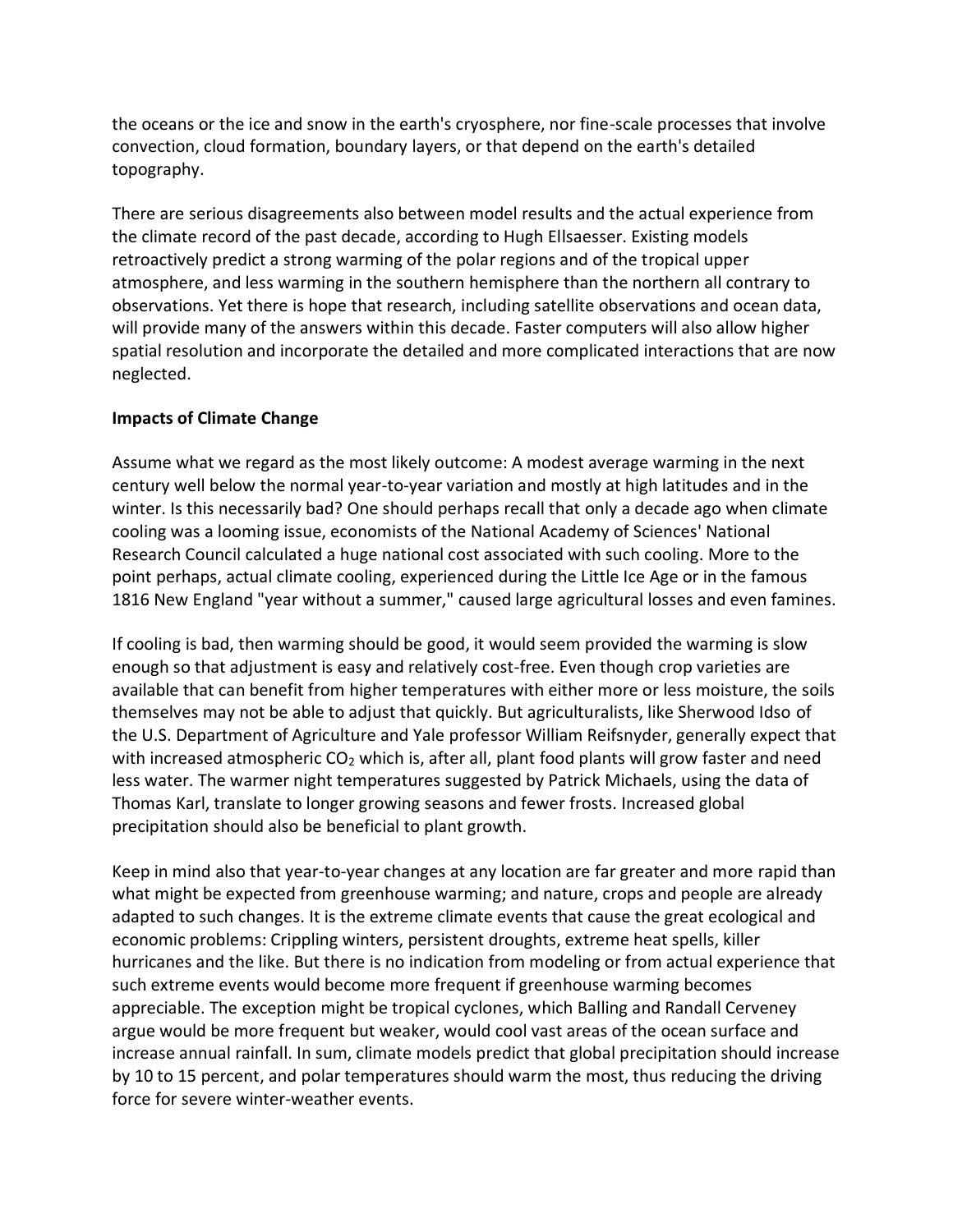the oceans or the ice and snow in the earth's cryosphere, nor fine-scale processes that involve convection, cloud formation, boundary layers, or that depend on the earth's detailed topography.

There are serious disagreements also between model results and the actual experience from the climate record of the past decade, according to Hugh Ellsaesser. Existing models retroactively predict a strong warming of the polar regions and of the tropical upper atmosphere, and less warming in the southern hemisphere than the northern all contrary to observations. Yet there is hope that research, including satellite observations and ocean data, will provide many of the answers within this decade. Faster computers will also allow higher spatial resolution and incorporate the detailed and more complicated interactions that are now neglected.

**Impacts of Climate Change**

Assume what we regard as the most likely outcome: A modest average warming in the next century well below the normal year-to-year variation and mostly at high latitudes and in the winter. Is this necessarily bad? One should perhaps recall that only a decade ago when climate cooling was a looming issue, economists of the National Academy of Sciences' National Research Council calculated a huge national cost associated with such cooling. More to the point perhaps, actual climate cooling, experienced during the Little Ice Age or in the famous 1816 New England "year without a summer," caused large agricultural losses and even famines.

If cooling is bad, then warming should be good, it would seem provided the warming is slow enough so that adjustment is easy and relatively cost-free. Even though crop varieties are available that can benefit from higher temperatures with either more or less moisture, the soils themselves may not be able to adjust that quickly. But agriculturalists, like Sherwood Idso of the U.S. Department of Agriculture and Yale professor William Reifsnyder, generally expect that with increased atmospheric $CO_2$ which is, after all, plant food plants will grow faster and need less water. The warmer night temperatures suggested by Patrick Michaels, using the data of Thomas Karl, translate to longer growing seasons and fewer frosts. Increased global precipitation should also be beneficial to plant growth.

Keep in mind also that year-to-year changes at any location are far greater and more rapid than what might be expected from greenhouse warming; and nature, crops and people are already adapted to such changes. It is the extreme climate events that cause the great ecological and economic problems: Crippling winters, persistent droughts, extreme heat spells, killer hurricanes and the like. But there is no indication from modeling or from actual experience that such extreme events would become more frequent if greenhouse warming becomes appreciable. The exception might be tropical cyclones, which Balling and Randall Cerveney argue would be more frequent but weaker, would cool vast areas of the ocean surface and increase annual rainfall. In sum, climate models predict that global precipitation should increase by 10 to 15 percent, and polar temperatures should warm the most, thus reducing the driving force for severe winter-weather events.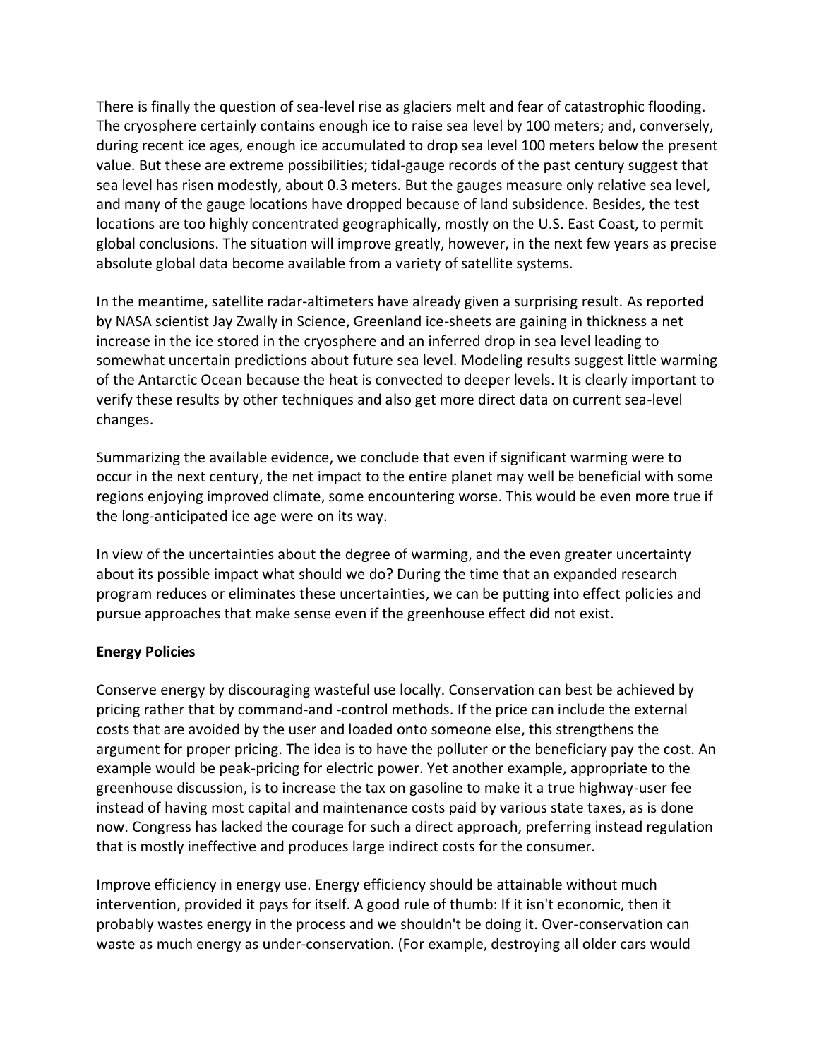There is finally the question of sea-level rise as glaciers melt and fear of catastrophic flooding. The cryosphere certainly contains enough ice to raise sea level by 100 meters; and, conversely, during recent ice ages, enough ice accumulated to drop sea level 100 meters below the present value. But these are extreme possibilities; tidal-gauge records of the past century suggest that sea level has risen modestly, about 0.3 meters. But the gauges measure only relative sea level, and many of the gauge locations have dropped because of land subsidence. Besides, the test locations are too highly concentrated geographically, mostly on the U.S. East Coast, to permit global conclusions. The situation will improve greatly, however, in the next few years as precise absolute global data become available from a variety of satellite systems.

In the meantime, satellite radar-altimeters have already given a surprising result. As reported by NASA scientist Jay Zwally in Science, Greenland ice-sheets are gaining in thickness a net increase in the ice stored in the cryosphere and an inferred drop in sea level leading to somewhat uncertain predictions about future sea level. Modeling results suggest little warming of the Antarctic Ocean because the heat is convected to deeper levels. It is clearly important to verify these results by other techniques and also get more direct data on current sea-level changes.

Summarizing the available evidence, we conclude that even if significant warming were to occur in the next century, the net impact to the entire planet may well be beneficial with some regions enjoying improved climate, some encountering worse. This would be even more true if the long-anticipated ice age were on its way.

In view of the uncertainties about the degree of warming, and the even greater uncertainty about its possible impact what should we do? During the time that an expanded research program reduces or eliminates these uncertainties, we can be putting into effect policies and pursue approaches that make sense even if the greenhouse effect did not exist.

**Energy Policies**

Conserve energy by discouraging wasteful use locally. Conservation can best be achieved by pricing rather that by command-and -control methods. If the price can include the external costs that are avoided by the user and loaded onto someone else, this strengthens the argument for proper pricing. The idea is to have the polluter or the beneficiary pay the cost. An example would be peak-pricing for electric power. Yet another example, appropriate to the greenhouse discussion, is to increase the tax on gasoline to make it a true highway-user fee instead of having most capital and maintenance costs paid by various state taxes, as is done now. Congress has lacked the courage for such a direct approach, preferring instead regulation that is mostly ineffective and produces large indirect costs for the consumer.

Improve efficiency in energy use. Energy efficiency should be attainable without much intervention, provided it pays for itself. A good rule of thumb: If it isn't economic, then it probably wastes energy in the process and we shouldn't be doing it. Over-conservation can waste as much energy as under-conservation. (For example, destroying all older cars would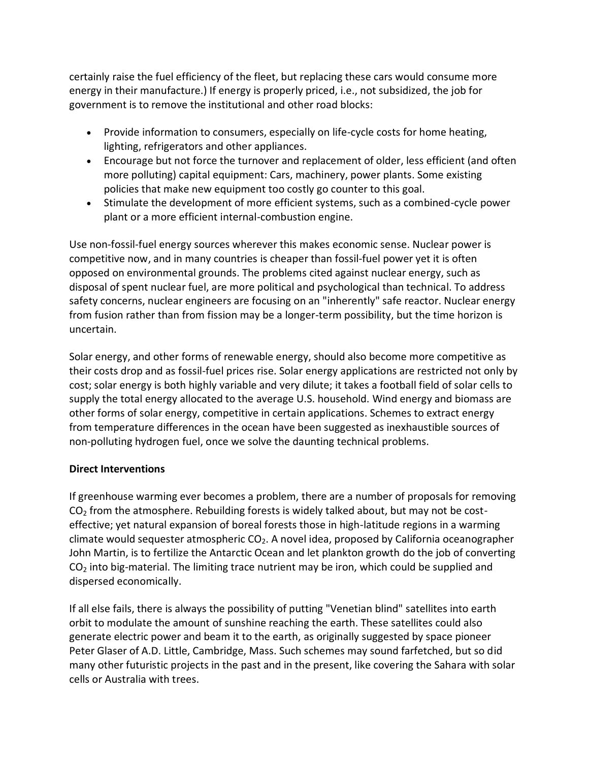certainly raise the fuel efficiency of the fleet, but replacing these cars would consume more energy in their manufacture.) If energy is properly priced, i.e., not subsidized, the job for government is to remove the institutional and other road blocks:

- Provide information to consumers, especially on life-cycle costs for home heating, lighting, refrigerators and other appliances.
- Encourage but not force the turnover and replacement of older, less efficient (and often more polluting) capital equipment: Cars, machinery, power plants. Some existing policies that make new equipment too costly go counter to this goal.
- Stimulate the development of more efficient systems, such as a combined-cycle power plant or a more efficient internal-combustion engine.

Use non-fossil-fuel energy sources wherever this makes economic sense. Nuclear power is competitive now, and in many countries is cheaper than fossil-fuel power yet it is often opposed on environmental grounds. The problems cited against nuclear energy, such as disposal of spent nuclear fuel, are more political and psychological than technical. To address safety concerns, nuclear engineers are focusing on an "inherently" safe reactor. Nuclear energy from fusion rather than from fission may be a longer-term possibility, but the time horizon is uncertain.

Solar energy, and other forms of renewable energy, should also become more competitive as their costs drop and as fossil-fuel prices rise. Solar energy applications are restricted not only by cost; solar energy is both highly variable and very dilute; it takes a football field of solar cells to supply the total energy allocated to the average U.S. household. Wind energy and biomass are other forms of solar energy, competitive in certain applications. Schemes to extract energy from temperature differences in the ocean have been suggested as inexhaustible sources of non-polluting hydrogen fuel, once we solve the daunting technical problems.

**Direct Interventions**

If greenhouse warming ever becomes a problem, there are a number of proposals for removing $CO_2$ from the atmosphere. Rebuilding forests is widely talked about, but may not be cost-effective; yet natural expansion of boreal forests those in high-latitude regions in a warming climate would sequester atmospheric $CO_2$. A novel idea, proposed by California oceanographer John Martin, is to fertilize the Antarctic Ocean and let plankton growth do the job of converting $CO_2$ into big-material. The limiting trace nutrient may be iron, which could be supplied and dispersed economically.

If all else fails, there is always the possibility of putting "Venetian blind" satellites into earth orbit to modulate the amount of sunshine reaching the earth. These satellites could also generate electric power and beam it to the earth, as originally suggested by space pioneer Peter Glaser of A.D. Little, Cambridge, Mass. Such schemes may sound farfetched, but so did many other futuristic projects in the past and in the present, like covering the Sahara with solar cells or Australia with trees.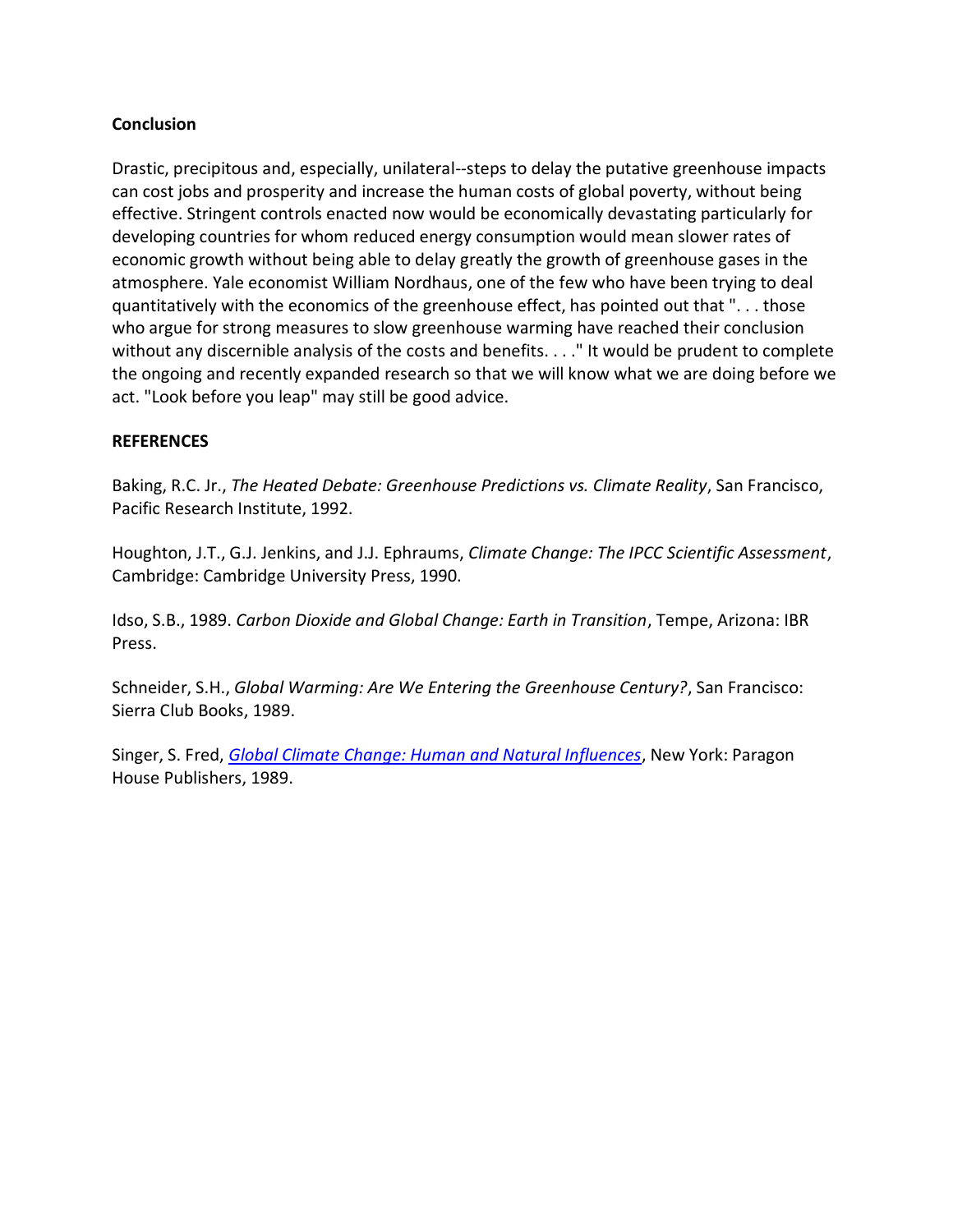**Conclusion**

Drastic, precipitous and, especially, unilateral--steps to delay the putative greenhouse impacts can cost jobs and prosperity and increase the human costs of global poverty, without being effective. Stringent controls enacted now would be economically devastating particularly for developing countries for whom reduced energy consumption would mean slower rates of economic growth without being able to delay greatly the growth of greenhouse gases in the atmosphere. Yale economist William Nordhaus, one of the few who have been trying to deal quantitatively with the economics of the greenhouse effect, has pointed out that ". . . those who argue for strong measures to slow greenhouse warming have reached their conclusion without any discernible analysis of the costs and benefits. . . ." It would be prudent to complete the ongoing and recently expanded research so that we will know what we are doing before we act. "Look before you leap" may still be good advice.

**REFERENCES**

Baking, R.C. Jr., *The Heated Debate: Greenhouse Predictions vs. Climate Reality*, San Francisco, Pacific Research Institute, 1992.

Houghton, J.T., G.J. Jenkins, and J.J. Ephraums, *Climate Change: The IPCC Scientific Assessment*, Cambridge: Cambridge University Press, 1990.

Idso, S.B., 1989. *Carbon Dioxide and Global Change: Earth in Transition*, Tempe, Arizona: IBR Press.

Schneider, S.H., *Global Warming: Are We Entering the Greenhouse Century?*, San Francisco: Sierra Club Books, 1989.

Singer, S. Fred, *Global Climate Change: Human and Natural Influences*, New York: Paragon House Publishers, 1989.